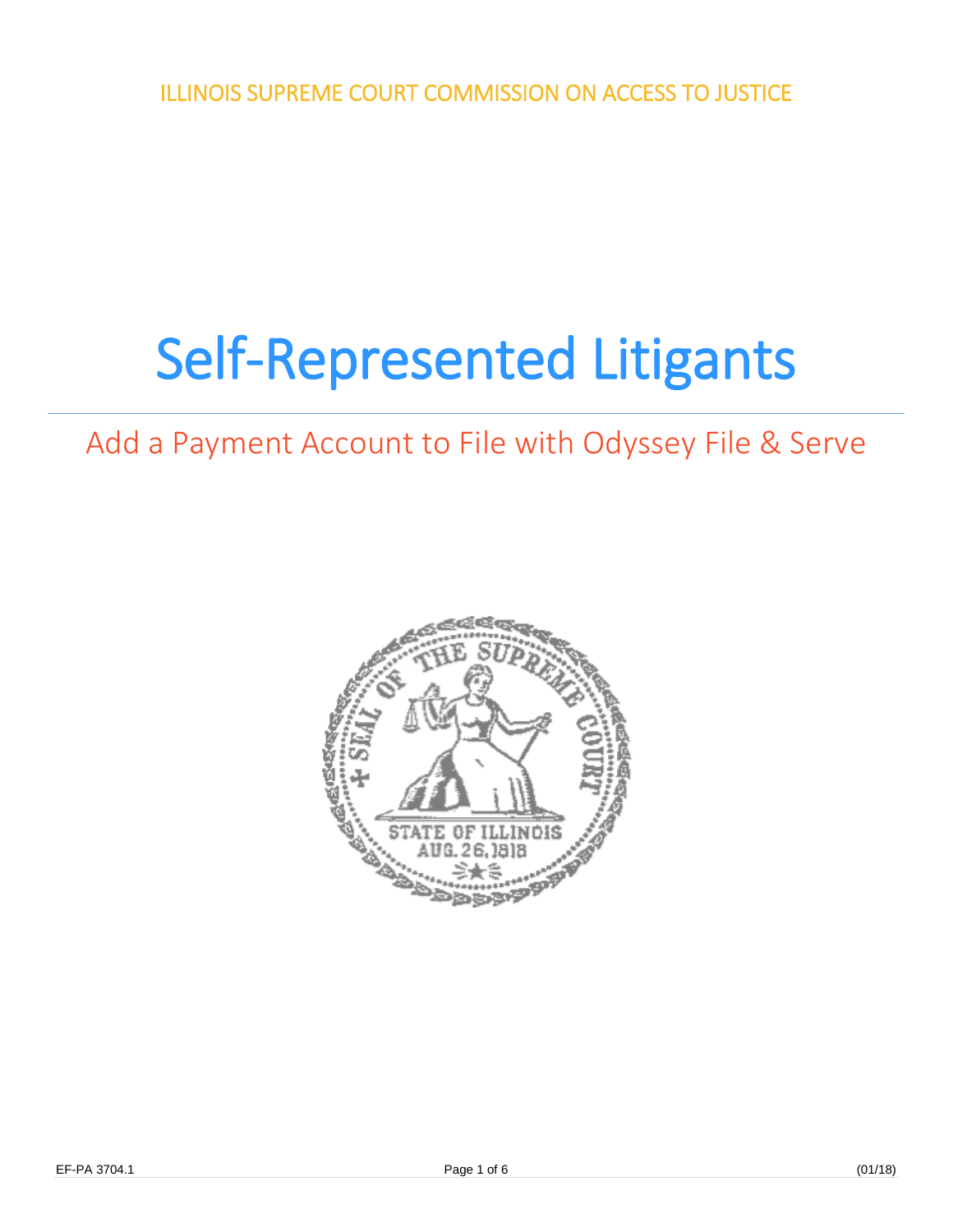ILLINOIS SUPREME COURT COMMISSION ON ACCESS TO JUSTICE

# Self-Represented Litigants

## Add a Payment Account to File with Odyssey File & Serve

EF-PA 3704.1 (01/18)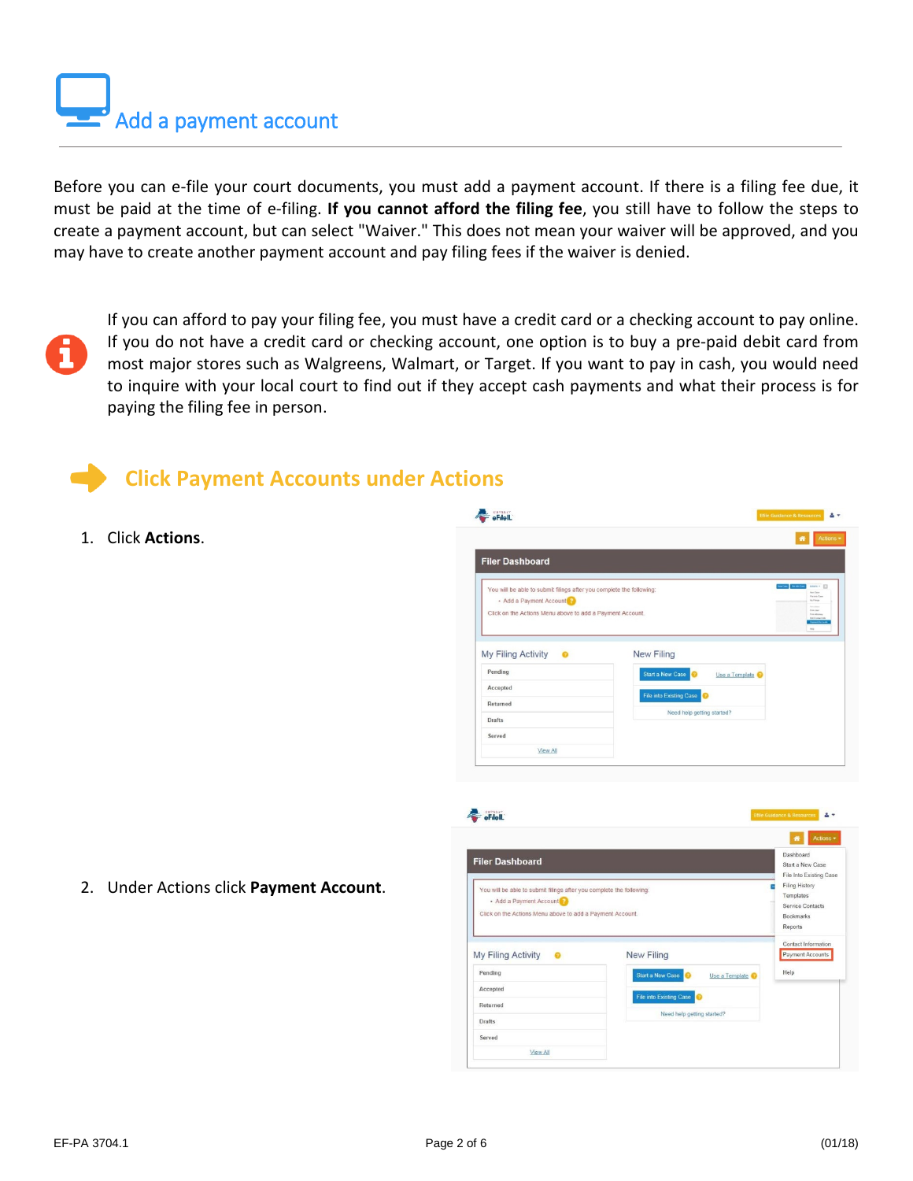# Add a payment account

Before you can e-file your court documents, you must add a payment account. If there is a filing fee due, it must be paid at the time of e-filing. **If you cannot afford the filing fee**, you still have to follow the steps to create a payment account, but can select "Waiver." This does not mean your waiver will be approved, and you may have to create another payment account and pay filing fees if the waiver is denied.

If you can afford to pay your filing fee, you must have a credit card or a checking account to pay online. If you do not have a credit card or checking account, one option is to buy a pre-paid debit card from most major stores such as Walgreens, Walmart, or Target. If you want to pay in cash, you would need to inquire with your local court to find out if they accept cash payments and what their process is for paying the filing fee in person.

## Click Payment Accounts under Actions

1. Click **Actions**.

2. Under Actions click **Payment Account**.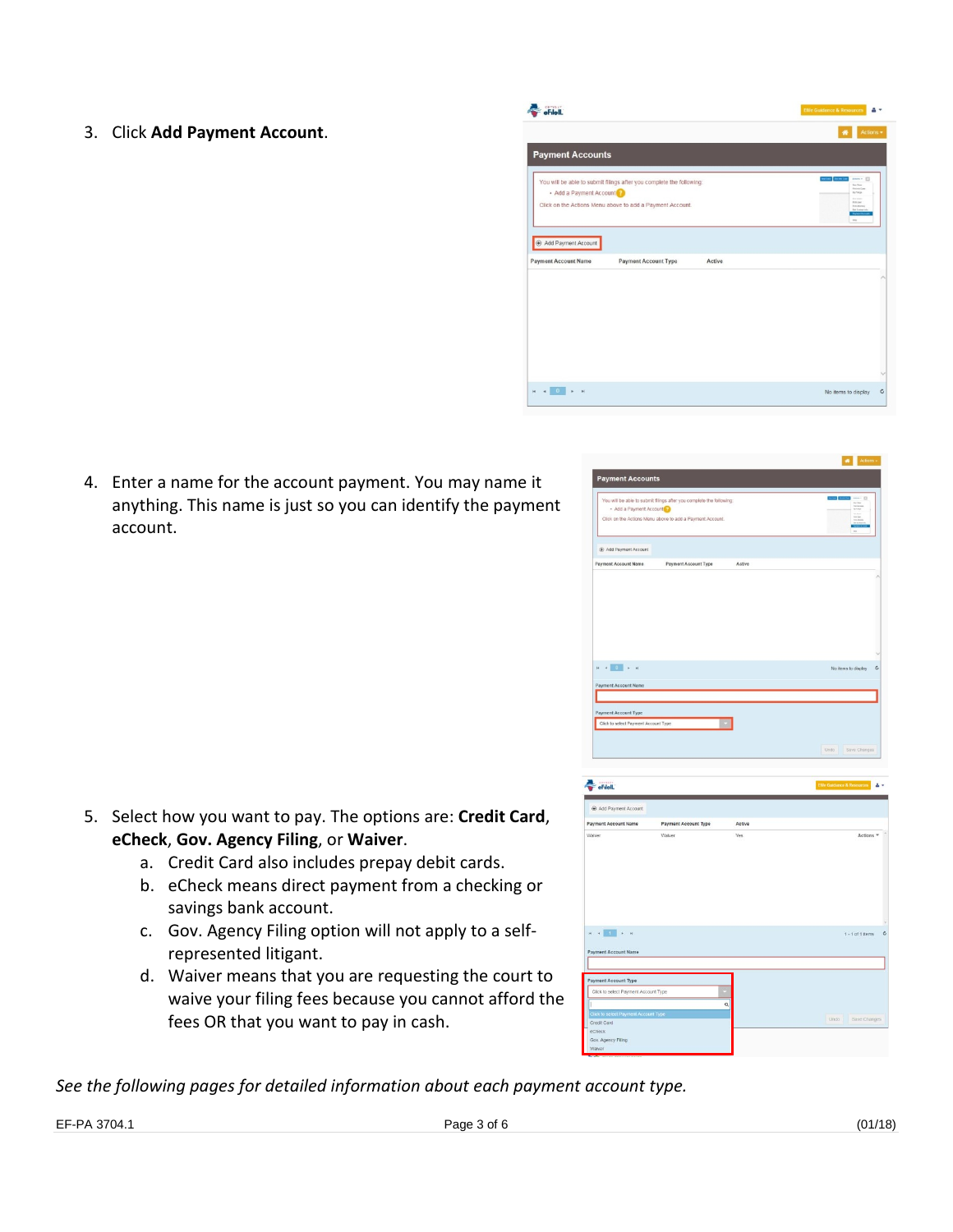3. Click **Add Payment Account**.

4. Enter a name for the account payment. You may name it anything. This name is just so you can identify the payment account.

5. Select how you want to pay. The options are: **Credit Card**, **eCheck**, **Gov. Agency Filing**, or **Waiver**.
   a. Credit Card also includes prepay debit cards.
   b. eCheck means direct payment from a checking or savings bank account.
   c. Gov. Agency Filing option will not apply to a self-represented litigant.
   d. Waiver means that you are requesting the court to waive your filing fees because you cannot afford the fees OR that you want to pay in cash.

*See the following pages for detailed information about each payment account type.*

EF-PA 3704.1 (01/18)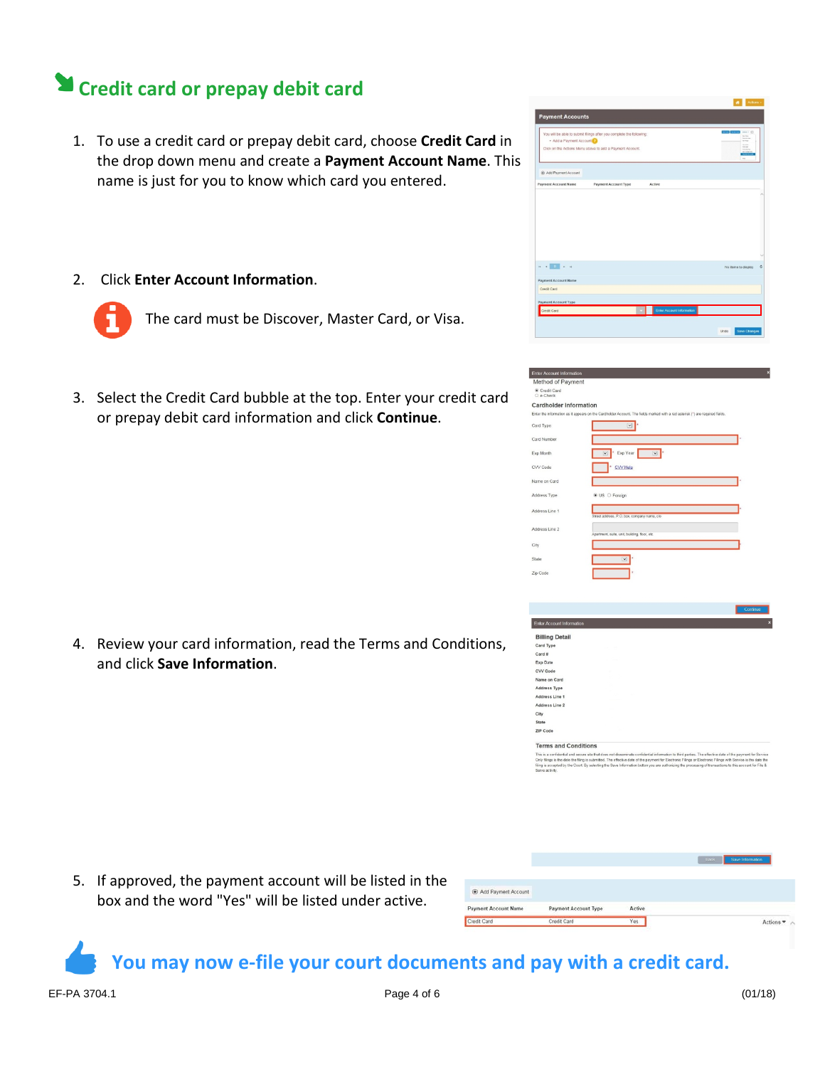## Credit card or prepay debit card

1. To use a credit card or prepay debit card, choose **Credit Card** in the drop down menu and create a **Payment Account Name**. This name is just for you to know which card you entered.

2. Click **Enter Account Information**.

   The card must be Discover, Master Card, or Visa.

3. Select the Credit Card bubble at the top. Enter your credit card or prepay debit card information and click **Continue**.

4. Review your card information, read the Terms and Conditions, and click **Save Information**.

5. If approved, the payment account will be listed in the box and the word "Yes" will be listed under active.

**You may now e-file your court documents and pay with a credit card.**

EF-PA 3704.1 (01/18)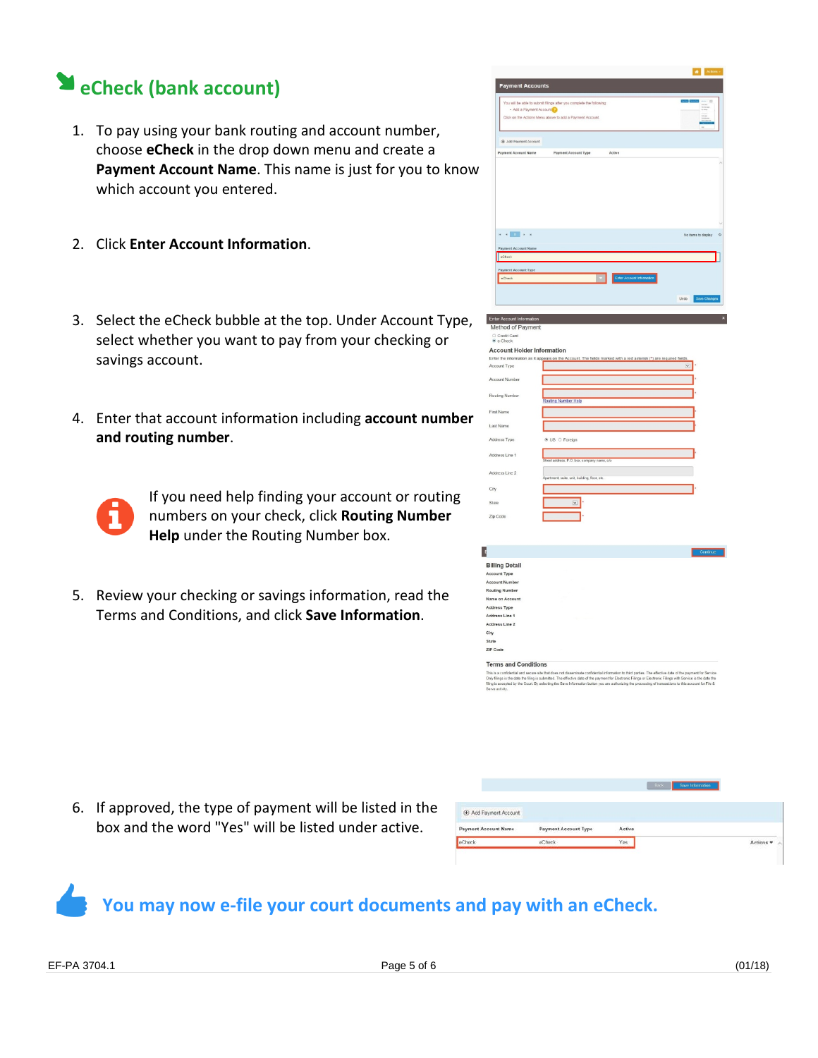## eCheck (bank account)

1. To pay using your bank routing and account number, choose **eCheck** in the drop down menu and create a **Payment Account Name**. This name is just for you to know which account you entered.

2. Click **Enter Account Information**.

3. Select the eCheck bubble at the top. Under Account Type, select whether you want to pay from your checking or savings account.

4. Enter that account information including **account number and routing number**.

   If you need help finding your account or routing numbers on your check, click **Routing Number Help** under the Routing Number box.

5. Review your checking or savings information, read the Terms and Conditions, and click **Save Information**.

6. If approved, the type of payment will be listed in the box and the word "Yes" will be listed under active.

**You may now e-file your court documents and pay with an eCheck.**

EF-PA 3704.1 (01/18)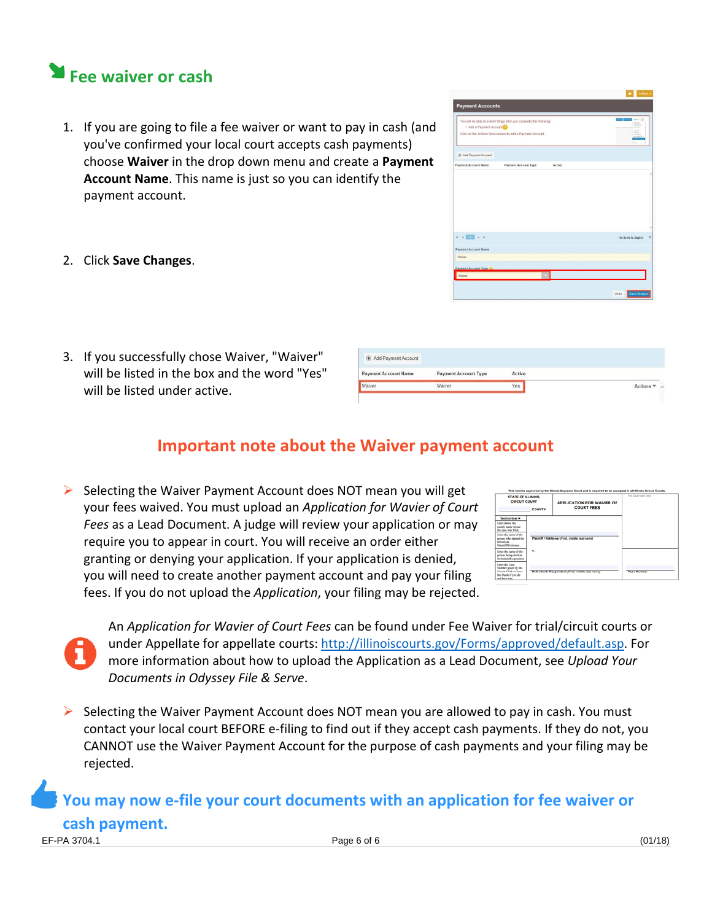## Fee waiver or cash

1. If you are going to file a fee waiver or want to pay in cash (and you've confirmed your local court accepts cash payments) choose **Waiver** in the drop down menu and create a **Payment Account Name**. This name is just so you can identify the payment account.

2. Click **Save Changes**.

3. If you successfully chose Waiver, "Waiver" will be listed in the box and the word "Yes" will be listed under active.

## Important note about the Waiver payment account

- Selecting the Waiver Payment Account does NOT mean you will get your fees waived. You must upload an *Application for Wavier of Court Fees* as a Lead Document. A judge will review your application or may require you to appear in court. You will receive an order either granting or denying your application. If your application is denied, you will need to create another payment account and pay your filing fees. If you do not upload the *Application*, your filing may be rejected.

An *Application for Wavier of Court Fees* can be found under Fee Waiver for trial/circuit courts or under Appellate for appellate courts: http://illinoiscourts.gov/Forms/approved/default.asp. For more information about how to upload the Application as a Lead Document, see *Upload Your Documents in Odyssey File & Serve*.

- Selecting the Waiver Payment Account does NOT mean you are allowed to pay in cash. You must contact your local court BEFORE e-filing to find out if they accept cash payments. If they do not, you CANNOT use the Waiver Payment Account for the purpose of cash payments and your filing may be rejected.

## You may now e-file your court documents with an application for fee waiver or cash payment.

EF-PA 3704.1 (01/18)